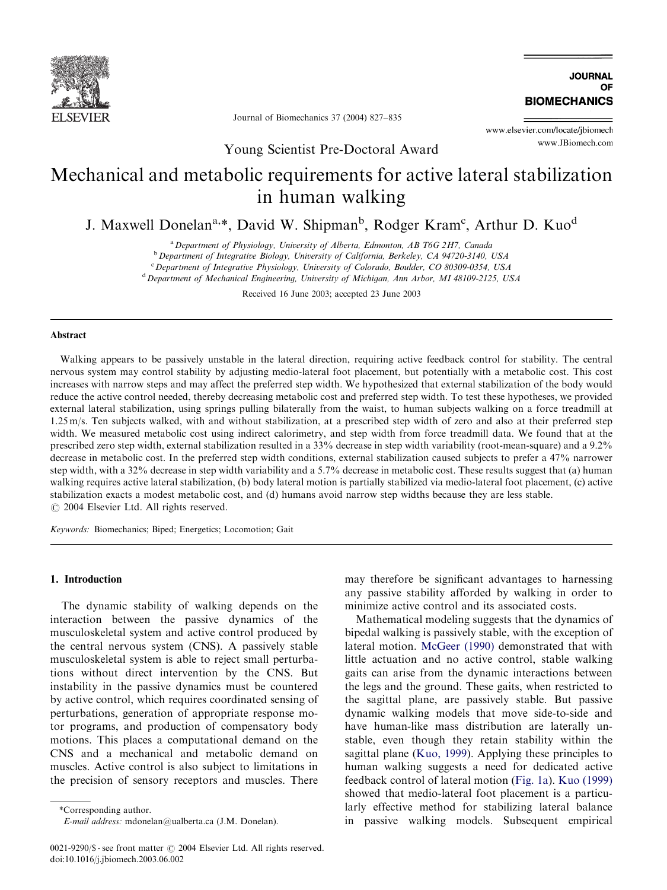Young Scientist Pre-Doctoral Award

# Mechanical and metabolic requirements for active lateral stabilization in human walking

J. Maxwell Donelan[a,*], David W. Shipman[b], Rodger Kram[c], Arthur D. Kuo[d]

[a] Department of Physiology, University of Alberta, Edmonton, AB T6G 2H7, Canada
[b] Department of Integrative Biology, University of California, Berkeley, CA 94720-3140, USA
[c] Department of Integrative Physiology, University of Colorado, Boulder, CO 80309-0354, USA
[d] Department of Mechanical Engineering, University of Michigan, Ann Arbor, MI 48109-2125, USA

Received 16 June 2003; accepted 23 June 2003

## Abstract

Walking appears to be passively unstable in the lateral direction, requiring active feedback control for stability. The central nervous system may control stability by adjusting medio-lateral foot placement, but potentially with a metabolic cost. This cost increases with narrow steps and may affect the preferred step width. We hypothesized that external stabilization of the body would reduce the active control needed, thereby decreasing metabolic cost and preferred step width. To test these hypotheses, we provided external lateral stabilization, using springs pulling bilaterally from the waist, to human subjects walking on a force treadmill at 1.25 m/s. Ten subjects walked, with and without stabilization, at a prescribed step width of zero and also at their preferred step width. We measured metabolic cost using indirect calorimetry, and step width from force treadmill data. We found that at the prescribed zero step width, external stabilization resulted in a 33% decrease in step width variability (root-mean-square) and a 9.2% decrease in metabolic cost. In the preferred step width conditions, external stabilization caused subjects to prefer a 47% narrower step width, with a 32% decrease in step width variability and a 5.7% decrease in metabolic cost. These results suggest that (a) human walking requires active lateral stabilization, (b) body lateral motion is partially stabilized via medio-lateral foot placement, (c) active stabilization exacts a modest metabolic cost, and (d) humans avoid narrow step widths because they are less stable.
© 2004 Elsevier Ltd. All rights reserved.

*Keywords:* Biomechanics; Biped; Energetics; Locomotion; Gait

## 1. Introduction

The dynamic stability of walking depends on the interaction between the passive dynamics of the musculoskeletal system and active control produced by the central nervous system (CNS). A passively stable musculoskeletal system is able to reject small perturbations without direct intervention by the CNS. But instability in the passive dynamics must be countered by active control, which requires coordinated sensing of perturbations, generation of appropriate response motor programs, and production of compensatory body motions. This places a computational demand on the CNS and a mechanical and metabolic demand on muscles. Active control is also subject to limitations in the precision of sensory receptors and muscles. There may therefore be significant advantages to harnessing any passive stability afforded by walking in order to minimize active control and its associated costs.

Mathematical modeling suggests that the dynamics of bipedal walking is passively stable, with the exception of lateral motion. McGeer (1990) demonstrated that with little actuation and no active control, stable walking gaits can arise from the dynamic interactions between the legs and the ground. These gaits, when restricted to the sagittal plane, are passively stable. But passive dynamic walking models that move side-to-side and have human-like mass distribution are laterally unstable, even though they retain stability within the sagittal plane (Kuo, 1999). Applying these principles to human walking suggests a need for dedicated active feedback control of lateral motion (Fig. 1a). Kuo (1999) showed that medio-lateral foot placement is a particularly effective method for stabilizing lateral balance in passive walking models. Subsequent empirical

*Corresponding author.
*E-mail address:* mdonelan@ualberta.ca (J.M. Donelan).

0021-9290/$ - see front matter © 2004 Elsevier Ltd. All rights reserved.
doi:10.1016/j.jbiomech.2003.06.002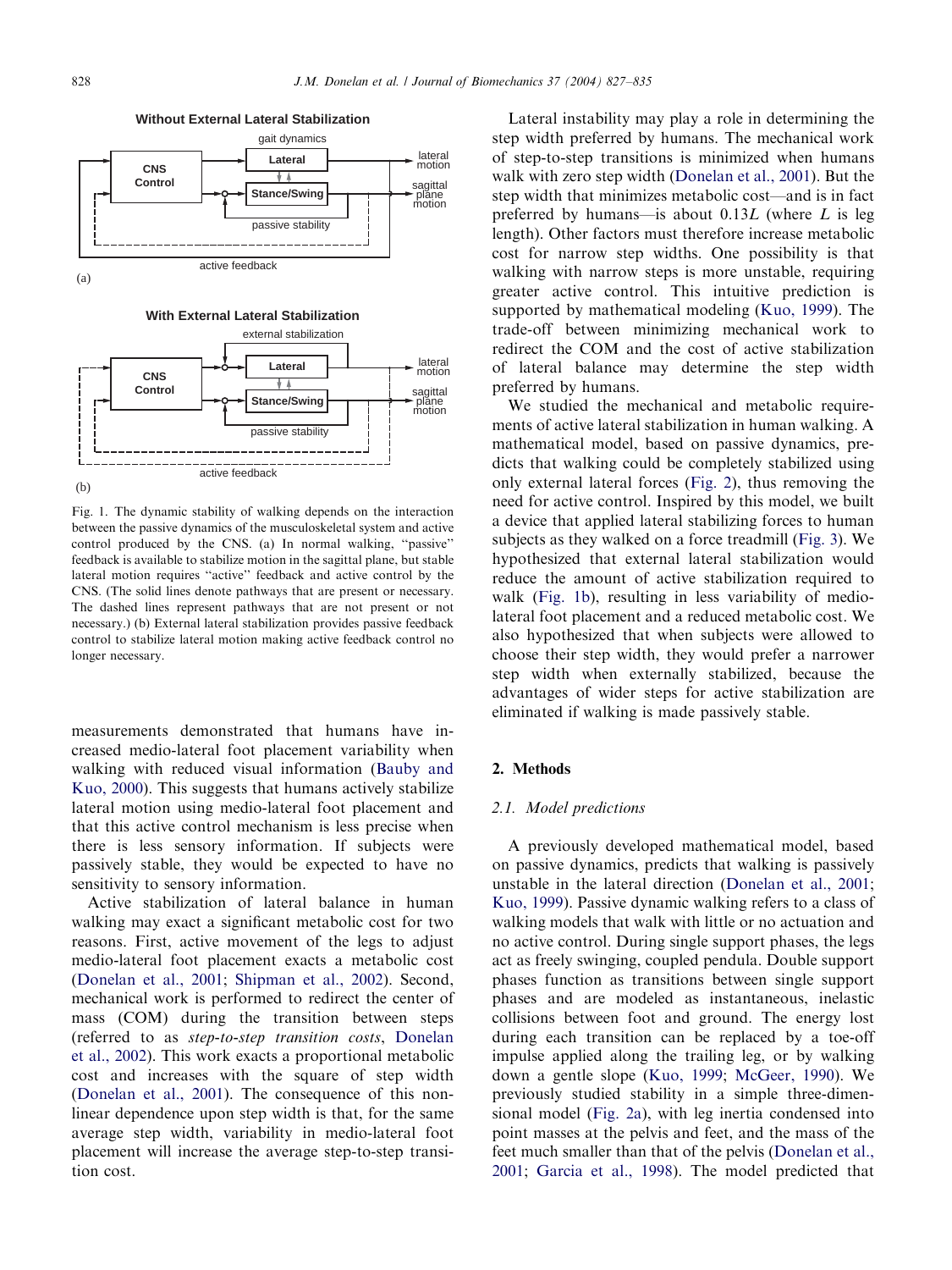Fig. 1. The dynamic stability of walking depends on the interaction between the passive dynamics of the musculoskeletal system and active control produced by the CNS. (a) In normal walking, "passive" feedback is available to stabilize motion in the sagittal plane, but stable lateral motion requires "active" feedback and active control by the CNS. (The solid lines denote pathways that are present or necessary. The dashed lines represent pathways that are not present or not necessary.) (b) External lateral stabilization provides passive feedback control to stabilize lateral motion making active feedback control no longer necessary.

measurements demonstrated that humans have increased medio-lateral foot placement variability when walking with reduced visual information (Bauby and Kuo, 2000). This suggests that humans actively stabilize lateral motion using medio-lateral foot placement and that this active control mechanism is less precise when there is less sensory information. If subjects were passively stable, they would be expected to have no sensitivity to sensory information.

Active stabilization of lateral balance in human walking may exact a significant metabolic cost for two reasons. First, active movement of the legs to adjust medio-lateral foot placement exacts a metabolic cost (Donelan et al., 2001; Shipman et al., 2002). Second, mechanical work is performed to redirect the center of mass (COM) during the transition between steps (referred to as *step-to-step transition costs*, Donelan et al., 2002). This work exacts a proportional metabolic cost and increases with the square of step width (Donelan et al., 2001). The consequence of this nonlinear dependence upon step width is that, for the same average step width, variability in medio-lateral foot placement will increase the average step-to-step transition cost.

Lateral instability may play a role in determining the step width preferred by humans. The mechanical work of step-to-step transitions is minimized when humans walk with zero step width (Donelan et al., 2001). But the step width that minimizes metabolic cost—and is in fact preferred by humans—is about $0.13L$ (where $L$ is leg length). Other factors must therefore increase metabolic cost for narrow step widths. One possibility is that walking with narrow steps is more unstable, requiring greater active control. This intuitive prediction is supported by mathematical modeling (Kuo, 1999). The trade-off between minimizing mechanical work to redirect the COM and the cost of active stabilization of lateral balance may determine the step width preferred by humans.

We studied the mechanical and metabolic requirements of active lateral stabilization in human walking. A mathematical model, based on passive dynamics, predicts that walking could be completely stabilized using only external lateral forces (Fig. 2), thus removing the need for active control. Inspired by this model, we built a device that applied lateral stabilizing forces to human subjects as they walked on a force treadmill (Fig. 3). We hypothesized that external lateral stabilization would reduce the amount of active stabilization required to walk (Fig. 1b), resulting in less variability of medio-lateral foot placement and a reduced metabolic cost. We also hypothesized that when subjects were allowed to choose their step width, they would prefer a narrower step width when externally stabilized, because the advantages of wider steps for active stabilization are eliminated if walking is made passively stable.

## 2. Methods

### 2.1. Model predictions

A previously developed mathematical model, based on passive dynamics, predicts that walking is passively unstable in the lateral direction (Donelan et al., 2001; Kuo, 1999). Passive dynamic walking refers to a class of walking models that walk with little or no actuation and no active control. During single support phases, the legs act as freely swinging, coupled pendula. Double support phases function as transitions between single support phases and are modeled as instantaneous, inelastic collisions between foot and ground. The energy lost during each transition can be replaced by a toe-off impulse applied along the trailing leg, or by walking down a gentle slope (Kuo, 1999; McGeer, 1990). We previously studied stability in a simple three-dimensional model (Fig. 2a), with leg inertia condensed into point masses at the pelvis and feet, and the mass of the feet much smaller than that of the pelvis (Donelan et al., 2001; Garcia et al., 1998). The model predicted that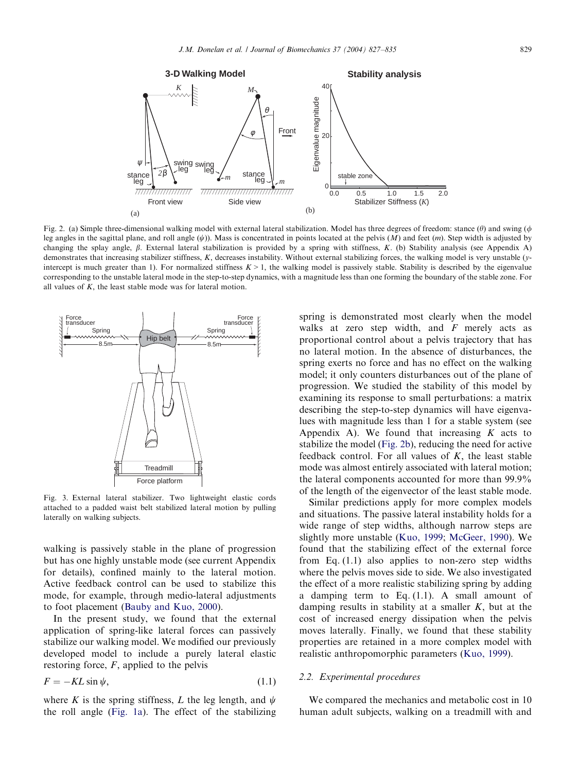Fig. 2. (a) Simple three-dimensional walking model with external lateral stabilization. Model has three degrees of freedom: stance ($\theta$) and swing ($\phi$ leg angles in the sagittal plane, and roll angle ($\psi$)). Mass is concentrated in points located at the pelvis ($M$) and feet ($m$). Step width is adjusted by changing the splay angle, $\beta$. External lateral stabilization is provided by a spring with stiffness, $K$. (b) Stability analysis (see Appendix A) demonstrates that increasing stabilizer stiffness, $K$, decreases instability. Without external stabilizing forces, the walking model is very unstable ($y$-intercept is much greater than 1). For normalized stiffness $K>1$, the walking model is passively stable. Stability is described by the eigenvalue corresponding to the unstable lateral mode in the step-to-step dynamics, with a magnitude less than one forming the boundary of the stable zone. For all values of $K$, the least stable mode was for lateral motion.

Fig. 3. External lateral stabilizer. Two lightweight elastic cords attached to a padded waist belt stabilized lateral motion by pulling laterally on walking subjects.

walking is passively stable in the plane of progression but has one highly unstable mode (see current Appendix for details), confined mainly to the lateral motion. Active feedback control can be used to stabilize this mode, for example, through medio-lateral adjustments to foot placement (Bauby and Kuo, 2000).

In the present study, we found that the external application of spring-like lateral forces can passively stabilize our walking model. We modified our previously developed model to include a purely lateral elastic restoring force, $F$, applied to the pelvis

$$F = -KL\sin\psi, \tag{1.1}$$

where $K$ is the spring stiffness, $L$ the leg length, and $\psi$ the roll angle (Fig. 1a). The effect of the stabilizing spring is demonstrated most clearly when the model walks at zero step width, and $F$ merely acts as proportional control about a pelvis trajectory that has no lateral motion. In the absence of disturbances, the spring exerts no force and has no effect on the walking model; it only counters disturbances out of the plane of progression. We studied the stability of this model by examining its response to small perturbations: a matrix describing the step-to-step dynamics will have eigenvalues with magnitude less than 1 for a stable system (see Appendix A). We found that increasing $K$ acts to stabilize the model (Fig. 2b), reducing the need for active feedback control. For all values of $K$, the least stable mode was almost entirely associated with lateral motion; the lateral components accounted for more than 99.9% of the length of the eigenvector of the least stable mode.

Similar predictions apply for more complex models and situations. The passive lateral instability holds for a wide range of step widths, although narrow steps are slightly more unstable (Kuo, 1999; McGeer, 1990). We found that the stabilizing effect of the external force from Eq. (1.1) also applies to non-zero step widths where the pelvis moves side to side. We also investigated the effect of a more realistic stabilizing spring by adding a damping term to Eq. (1.1). A small amount of damping results in stability at a smaller $K$, but at the cost of increased energy dissipation when the pelvis moves laterally. Finally, we found that these stability properties are retained in a more complex model with realistic anthropomorphic parameters (Kuo, 1999).

### 2.2. Experimental procedures

We compared the mechanics and metabolic cost in 10 human adult subjects, walking on a treadmill with and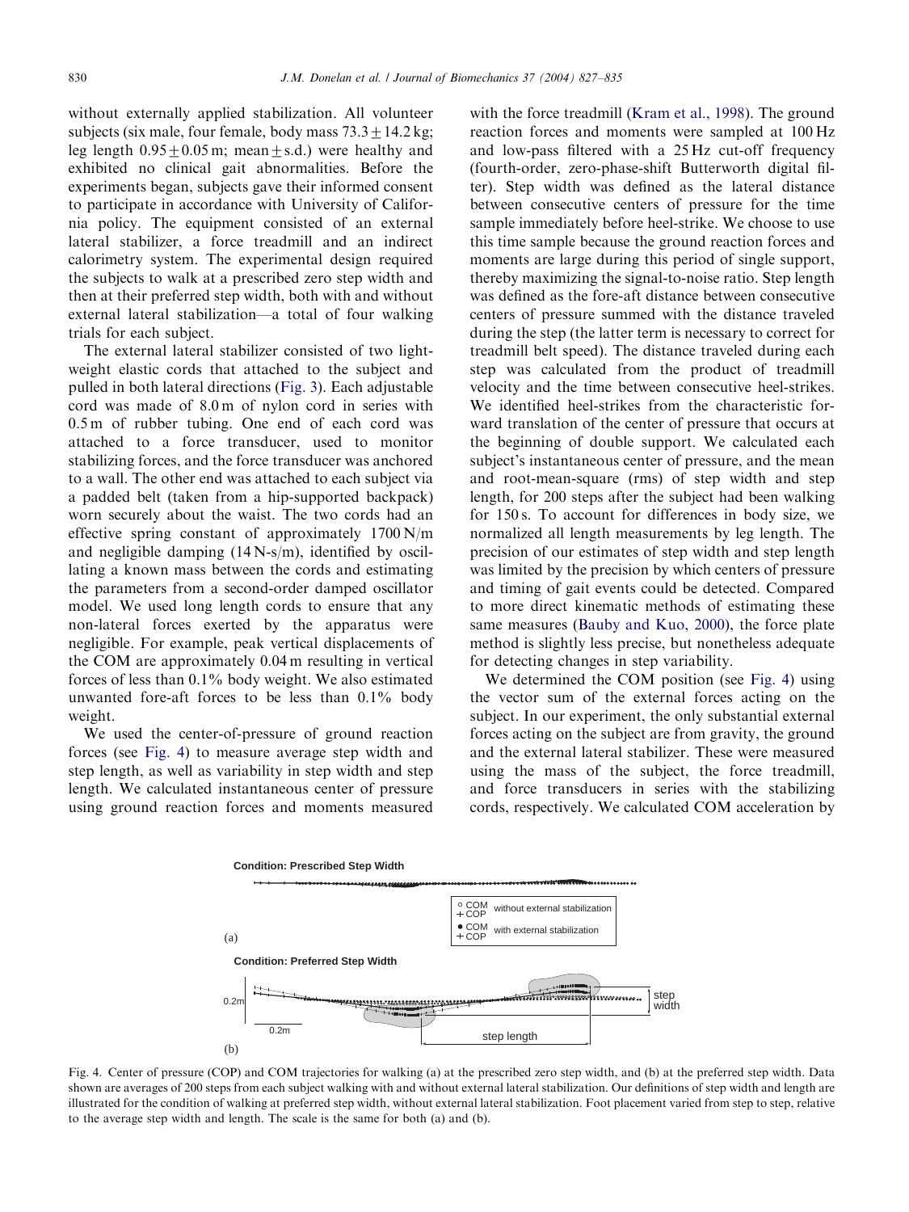without externally applied stabilization. All volunteer subjects (six male, four female, body mass $73.3 \pm 14.2$ kg; leg length $0.95 \pm 0.05$ m; mean $\pm$ s.d.) were healthy and exhibited no clinical gait abnormalities. Before the experiments began, subjects gave their informed consent to participate in accordance with University of California policy. The equipment consisted of an external lateral stabilizer, a force treadmill and an indirect calorimetry system. The experimental design required the subjects to walk at a prescribed zero step width and then at their preferred step width, both with and without external lateral stabilization—a total of four walking trials for each subject.

The external lateral stabilizer consisted of two lightweight elastic cords that attached to the subject and pulled in both lateral directions (Fig. 3). Each adjustable cord was made of 8.0 m of nylon cord in series with 0.5 m of rubber tubing. One end of each cord was attached to a force transducer, used to monitor stabilizing forces, and the force transducer was anchored to a wall. The other end was attached to each subject via a padded belt (taken from a hip-supported backpack) worn securely about the waist. The two cords had an effective spring constant of approximately 1700 N/m and negligible damping (14 N-s/m), identified by oscillating a known mass between the cords and estimating the parameters from a second-order damped oscillator model. We used long length cords to ensure that any non-lateral forces exerted by the apparatus were negligible. For example, peak vertical displacements of the COM are approximately 0.04 m resulting in vertical forces of less than 0.1% body weight. We also estimated unwanted fore-aft forces to be less than 0.1% body weight.

We used the center-of-pressure of ground reaction forces (see Fig. 4) to measure average step width and step length, as well as variability in step width and step length. We calculated instantaneous center of pressure using ground reaction forces and moments measured with the force treadmill (Kram et al., 1998). The ground reaction forces and moments were sampled at 100 Hz and low-pass filtered with a 25 Hz cut-off frequency (fourth-order, zero-phase-shift Butterworth digital filter). Step width was defined as the lateral distance between consecutive centers of pressure for the time sample immediately before heel-strike. We choose to use this time sample because the ground reaction forces and moments are large during this period of single support, thereby maximizing the signal-to-noise ratio. Step length was defined as the fore-aft distance between consecutive centers of pressure summed with the distance traveled during the step (the latter term is necessary to correct for treadmill belt speed). The distance traveled during each step was calculated from the product of treadmill velocity and the time between consecutive heel-strikes. We identified heel-strikes from the characteristic forward translation of the center of pressure that occurs at the beginning of double support. We calculated each subject's instantaneous center of pressure, and the mean and root-mean-square (rms) of step width and step length, for 200 steps after the subject had been walking for 150 s. To account for differences in body size, we normalized all length measurements by leg length. The precision of our estimates of step width and step length was limited by the precision by which centers of pressure and timing of gait events could be detected. Compared to more direct kinematic methods of estimating these same measures (Bauby and Kuo, 2000), the force plate method is slightly less precise, but nonetheless adequate for detecting changes in step variability.

We determined the COM position (see Fig. 4) using the vector sum of the external forces acting on the subject. In our experiment, the only substantial external forces acting on the subject are from gravity, the ground and the external lateral stabilizer. These were measured using the mass of the subject, the force treadmill, and force transducers in series with the stabilizing cords, respectively. We calculated COM acceleration by

Fig. 4. Center of pressure (COP) and COM trajectories for walking (a) at the prescribed zero step width, and (b) at the preferred step width. Data shown are averages of 200 steps from each subject walking with and without external lateral stabilization. Our definitions of step width and length are illustrated for the condition of walking at preferred step width, without external lateral stabilization. Foot placement varied from step to step, relative to the average step width and length. The scale is the same for both (a) and (b).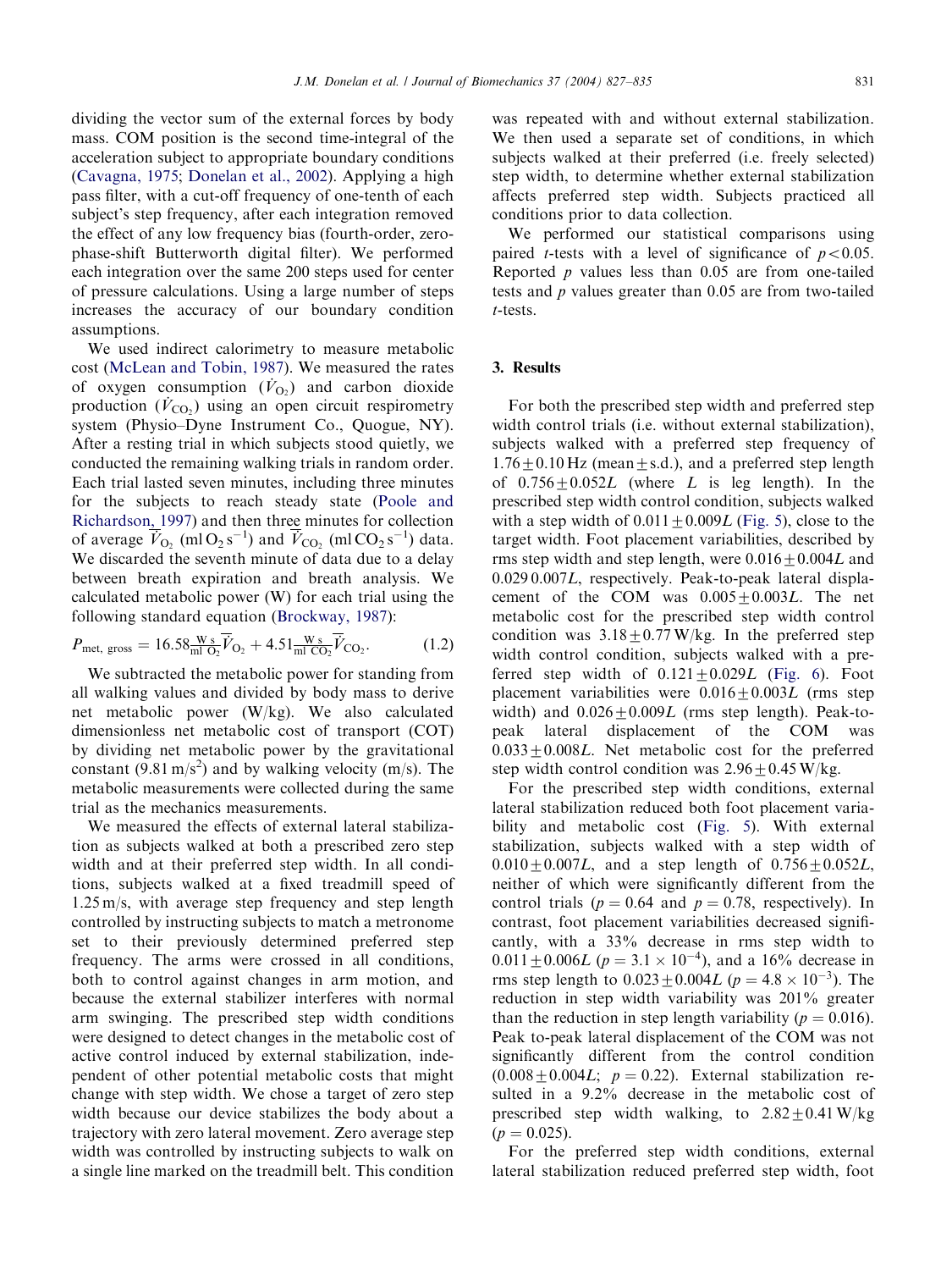dividing the vector sum of the external forces by body mass. COM position is the second time-integral of the acceleration subject to appropriate boundary conditions (Cavagna, 1975; Donelan et al., 2002). Applying a high pass filter, with a cut-off frequency of one-tenth of each subject's step frequency, after each integration removed the effect of any low frequency bias (fourth-order, zero-phase-shift Butterworth digital filter). We performed each integration over the same 200 steps used for center of pressure calculations. Using a large number of steps increases the accuracy of our boundary condition assumptions.

We used indirect calorimetry to measure metabolic cost (McLean and Tobin, 1987). We measured the rates of oxygen consumption ($\dot{V}_{O_2}$) and carbon dioxide production ($\dot{V}_{CO_2}$) using an open circuit respirometry system (Physio–Dyne Instrument Co., Quogue, NY). After a resting trial in which subjects stood quietly, we conducted the remaining walking trials in random order. Each trial lasted seven minutes, including three minutes for the subjects to reach steady state (Poole and Richardson, 1997) and then three minutes for collection of average $\overline{\dot{V}}_{O_2}$ (ml $O_2$ s$^{-1}$) and $\overline{\dot{V}}_{CO_2}$ (ml $CO_2$ s$^{-1}$) data. We discarded the seventh minute of data due to a delay between breath expiration and breath analysis. We calculated metabolic power (W) for each trial using the following standard equation (Brockway, 1987):

$$P_{\text{met, gross}} = 16.58 \frac{\text{W s}}{\text{ml O}_2} \overline{\dot{V}}_{O_2} + 4.51 \frac{\text{W s}}{\text{ml CO}_2} \overline{\dot{V}}_{CO_2}. \quad (1.2)$$

We subtracted the metabolic power for standing from all walking values and divided by body mass to derive net metabolic power (W/kg). We also calculated dimensionless net metabolic cost of transport (COT) by dividing net metabolic power by the gravitational constant (9.81 m/s$^2$) and by walking velocity (m/s). The metabolic measurements were collected during the same trial as the mechanics measurements.

We measured the effects of external lateral stabilization as subjects walked at both a prescribed zero step width and at their preferred step width. In all conditions, subjects walked at a fixed treadmill speed of 1.25 m/s, with average step frequency and step length controlled by instructing subjects to match a metronome set to their previously determined preferred step frequency. The arms were crossed in all conditions, both to control against changes in arm motion, and because the external stabilizer interferes with normal arm swinging. The prescribed step width conditions were designed to detect changes in the metabolic cost of active control induced by external stabilization, independent of other potential metabolic costs that might change with step width. We chose a target of zero step width because our device stabilizes the body about a trajectory with zero lateral movement. Zero average step width was controlled by instructing subjects to walk on a single line marked on the treadmill belt. This condition was repeated with and without external stabilization. We then used a separate set of conditions, in which subjects walked at their preferred (i.e. freely selected) step width, to determine whether external stabilization affects preferred step width. Subjects practiced all conditions prior to data collection.

We performed our statistical comparisons using paired *t*-tests with a level of significance of $p<0.05$. Reported $p$ values less than 0.05 are from one-tailed tests and $p$ values greater than 0.05 are from two-tailed *t*-tests.

## 3. Results

For both the prescribed step width and preferred step width control trials (i.e. without external stabilization), subjects walked with a preferred step frequency of $1.76 \pm 0.10$ Hz (mean ± s.d.), and a preferred step length of $0.756 \pm 0.052L$ (where $L$ is leg length). In the prescribed step width control condition, subjects walked with a step width of $0.011 \pm 0.009L$ (Fig. 5), close to the target width. Foot placement variabilities, described by rms step width and step length, were $0.016 \pm 0.004L$ and $0.029\ 0.007L$, respectively. Peak-to-peak lateral displacement of the COM was $0.005 \pm 0.003L$. The net metabolic cost for the prescribed step width control condition was $3.18 \pm 0.77$ W/kg. In the preferred step width control condition, subjects walked with a preferred step width of $0.121 \pm 0.029L$ (Fig. 6). Foot placement variabilities were $0.016 \pm 0.003L$ (rms step width) and $0.026 \pm 0.009L$ (rms step length). Peak-to-peak lateral displacement of the COM was $0.033 \pm 0.008L$. Net metabolic cost for the preferred step width control condition was $2.96 \pm 0.45$ W/kg.

For the prescribed step width conditions, external lateral stabilization reduced both foot placement variability and metabolic cost (Fig. 5). With external stabilization, subjects walked with a step width of $0.010 \pm 0.007L$, and a step length of $0.756 \pm 0.052L$, neither of which were significantly different from the control trials ($p = 0.64$ and $p = 0.78$, respectively). In contrast, foot placement variabilities decreased significantly, with a 33% decrease in rms step width to $0.011 \pm 0.006L$ ($p = 3.1 \times 10^{-4}$), and a 16% decrease in rms step length to $0.023 \pm 0.004L$ ($p = 4.8 \times 10^{-3}$). The reduction in step width variability was 201% greater than the reduction in step length variability ($p = 0.016$). Peak to-peak lateral displacement of the COM was not significantly different from the control condition ($0.008 \pm 0.004L$; $p = 0.22$). External stabilization resulted in a 9.2% decrease in the metabolic cost of prescribed step width walking, to $2.82 \pm 0.41$ W/kg ($p = 0.025$).

For the preferred step width conditions, external lateral stabilization reduced preferred step width, foot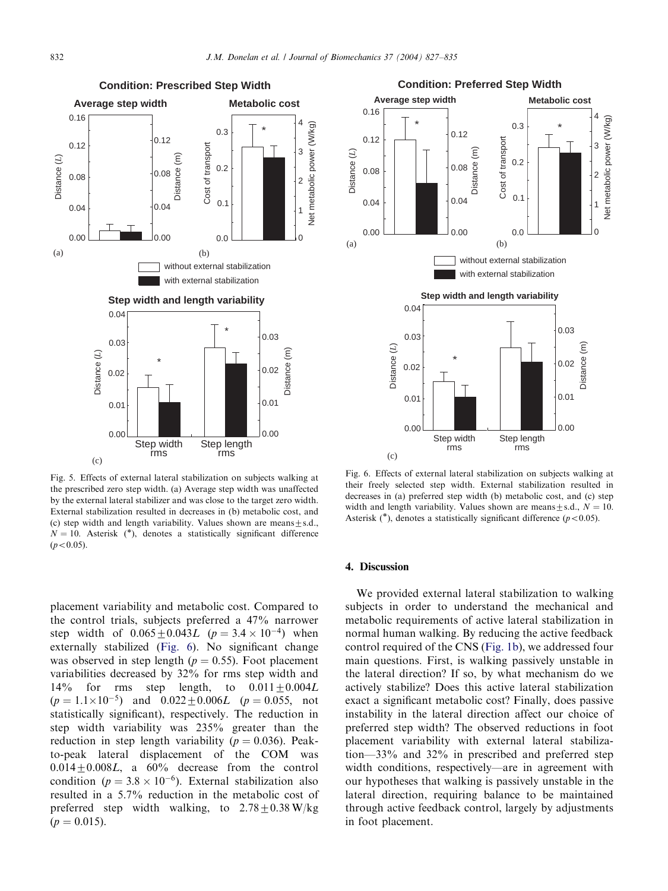Fig. 5. Effects of external lateral stabilization on subjects walking at the prescribed zero step width. (a) Average step width was unaffected by the external lateral stabilizer and was close to the target zero width. External stabilization resulted in decreases in (b) metabolic cost, and (c) step width and length variability. Values shown are means ± s.d., $N = 10$. Asterisk (*), denotes a statistically significant difference ($p < 0.05$).

Fig. 6. Effects of external lateral stabilization on subjects walking at their freely selected step width. External stabilization resulted in decreases in (a) preferred step width (b) metabolic cost, and (c) step width and length variability. Values shown are means ± s.d., $N = 10$. Asterisk (*), denotes a statistically significant difference ($p < 0.05$).

placement variability and metabolic cost. Compared to the control trials, subjects preferred a 47% narrower step width of $0.065 \pm 0.043L$ ($p = 3.4 \times 10^{-4}$) when externally stabilized (Fig. 6). No significant change was observed in step length ($p = 0.55$). Foot placement variabilities decreased by 32% for rms step width and 14% for rms step length, to $0.011 \pm 0.004L$ ($p = 1.1 \times 10^{-5}$) and $0.022 \pm 0.006L$ ($p = 0.055$, not statistically significant), respectively. The reduction in step width variability was 235% greater than the reduction in step length variability ($p = 0.036$). Peak-to-peak lateral displacement of the COM was $0.014 \pm 0.008L$, a 60% decrease from the control condition ($p = 3.8 \times 10^{-6}$). External stabilization also resulted in a 5.7% reduction in the metabolic cost of preferred step width walking, to $2.78 \pm 0.38$ W/kg ($p = 0.015$).

## 4. Discussion

We provided external lateral stabilization to walking subjects in order to understand the mechanical and metabolic requirements of active lateral stabilization in normal human walking. By reducing the active feedback control required of the CNS (Fig. 1b), we addressed four main questions. First, is walking passively unstable in the lateral direction? If so, by what mechanism do we actively stabilize? Does this active lateral stabilization exact a significant metabolic cost? Finally, does passive instability in the lateral direction affect our choice of preferred step width? The observed reductions in foot placement variability with external lateral stabilization—33% and 32% in prescribed and preferred step width conditions, respectively—are in agreement with our hypotheses that walking is passively unstable in the lateral direction, requiring balance to be maintained through active feedback control, largely by adjustments in foot placement.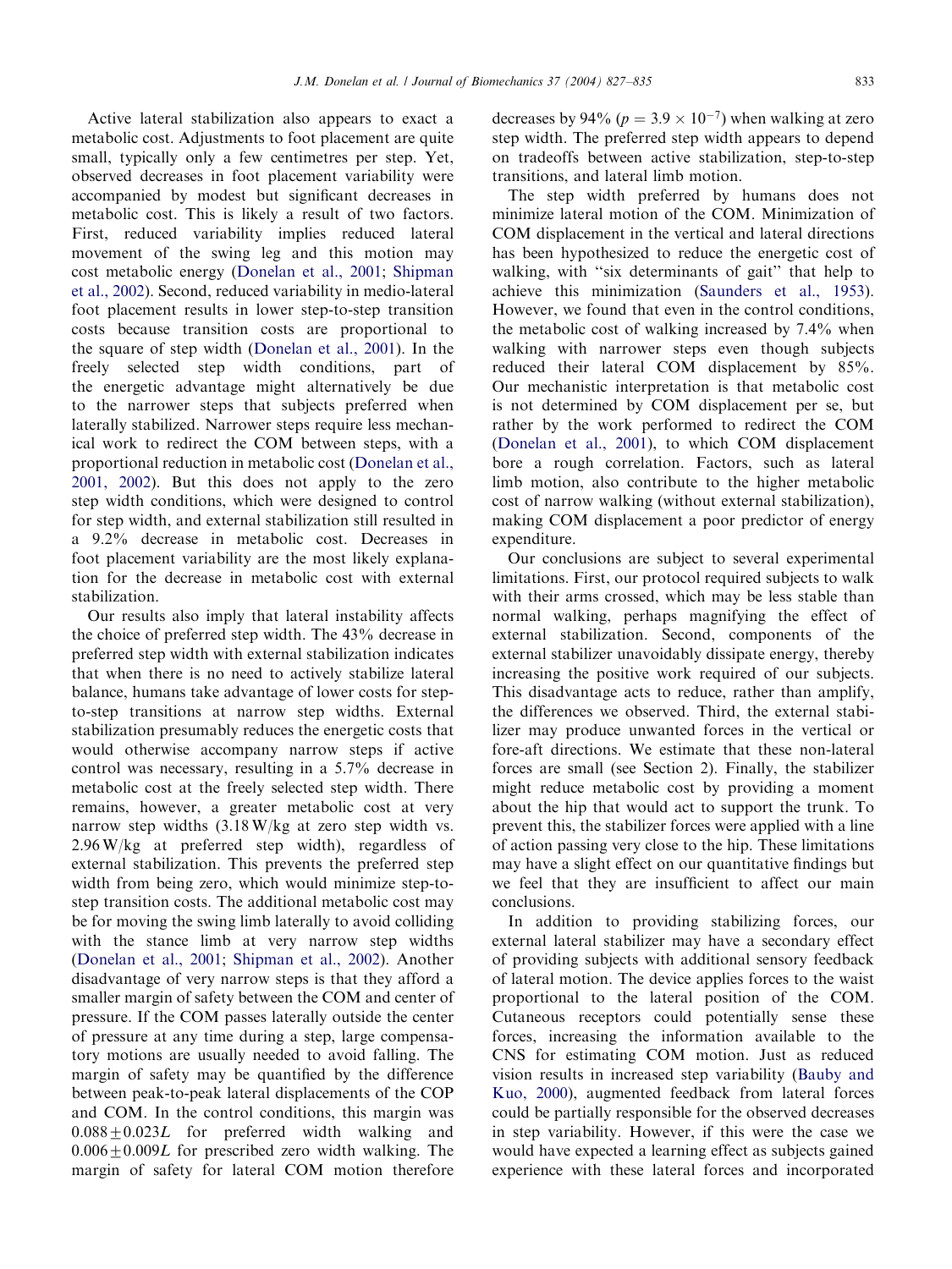Active lateral stabilization also appears to exact a metabolic cost. Adjustments to foot placement are quite small, typically only a few centimetres per step. Yet, observed decreases in foot placement variability were accompanied by modest but significant decreases in metabolic cost. This is likely a result of two factors. First, reduced variability implies reduced lateral movement of the swing leg and this motion may cost metabolic energy (Donelan et al., 2001; Shipman et al., 2002). Second, reduced variability in medio-lateral foot placement results in lower step-to-step transition costs because transition costs are proportional to the square of step width (Donelan et al., 2001). In the freely selected step width conditions, part of the energetic advantage might alternatively be due to the narrower steps that subjects preferred when laterally stabilized. Narrower steps require less mechanical work to redirect the COM between steps, with a proportional reduction in metabolic cost (Donelan et al., 2001, 2002). But this does not apply to the zero step width conditions, which were designed to control for step width, and external stabilization still resulted in a 9.2% decrease in metabolic cost. Decreases in foot placement variability are the most likely explanation for the decrease in metabolic cost with external stabilization.

Our results also imply that lateral instability affects the choice of preferred step width. The 43% decrease in preferred step width with external stabilization indicates that when there is no need to actively stabilize lateral balance, humans take advantage of lower costs for step-to-step transitions at narrow step widths. External stabilization presumably reduces the energetic costs that would otherwise accompany narrow steps if active control was necessary, resulting in a 5.7% decrease in metabolic cost at the freely selected step width. There remains, however, a greater metabolic cost at very narrow step widths (3.18 W/kg at zero step width vs. 2.96 W/kg at preferred step width), regardless of external stabilization. This prevents the preferred step width from being zero, which would minimize step-to-step transition costs. The additional metabolic cost may be for moving the swing limb laterally to avoid colliding with the stance limb at very narrow step widths (Donelan et al., 2001; Shipman et al., 2002). Another disadvantage of very narrow steps is that they afford a smaller margin of safety between the COM and center of pressure. If the COM passes laterally outside the center of pressure at any time during a step, large compensatory motions are usually needed to avoid falling. The margin of safety may be quantified by the difference between peak-to-peak lateral displacements of the COP and COM. In the control conditions, this margin was $0.088 \pm 0.023L$ for preferred width walking and $0.006 \pm 0.009L$ for prescribed zero width walking. The margin of safety for lateral COM motion therefore decreases by 94% ($p = 3.9 \times 10^{-7}$) when walking at zero step width. The preferred step width appears to depend on tradeoffs between active stabilization, step-to-step transitions, and lateral limb motion.

The step width preferred by humans does not minimize lateral motion of the COM. Minimization of COM displacement in the vertical and lateral directions has been hypothesized to reduce the energetic cost of walking, with "six determinants of gait" that help to achieve this minimization (Saunders et al., 1953). However, we found that even in the control conditions, the metabolic cost of walking increased by 7.4% when walking with narrower steps even though subjects reduced their lateral COM displacement by 85%. Our mechanistic interpretation is that metabolic cost is not determined by COM displacement per se, but rather by the work performed to redirect the COM (Donelan et al., 2001), to which COM displacement bore a rough correlation. Factors, such as lateral limb motion, also contribute to the higher metabolic cost of narrow walking (without external stabilization), making COM displacement a poor predictor of energy expenditure.

Our conclusions are subject to several experimental limitations. First, our protocol required subjects to walk with their arms crossed, which may be less stable than normal walking, perhaps magnifying the effect of external stabilization. Second, components of the external stabilizer unavoidably dissipate energy, thereby increasing the positive work required of our subjects. This disadvantage acts to reduce, rather than amplify, the differences we observed. Third, the external stabilizer may produce unwanted forces in the vertical or fore-aft directions. We estimate that these non-lateral forces are small (see Section 2). Finally, the stabilizer might reduce metabolic cost by providing a moment about the hip that would act to support the trunk. To prevent this, the stabilizer forces were applied with a line of action passing very close to the hip. These limitations may have a slight effect on our quantitative findings but we feel that they are insufficient to affect our main conclusions.

In addition to providing stabilizing forces, our external lateral stabilizer may have a secondary effect of providing subjects with additional sensory feedback of lateral motion. The device applies forces to the waist proportional to the lateral position of the COM. Cutaneous receptors could potentially sense these forces, increasing the information available to the CNS for estimating COM motion. Just as reduced vision results in increased step variability (Bauby and Kuo, 2000), augmented feedback from lateral forces could be partially responsible for the observed decreases in step variability. However, if this were the case we would have expected a learning effect as subjects gained experience with these lateral forces and incorporated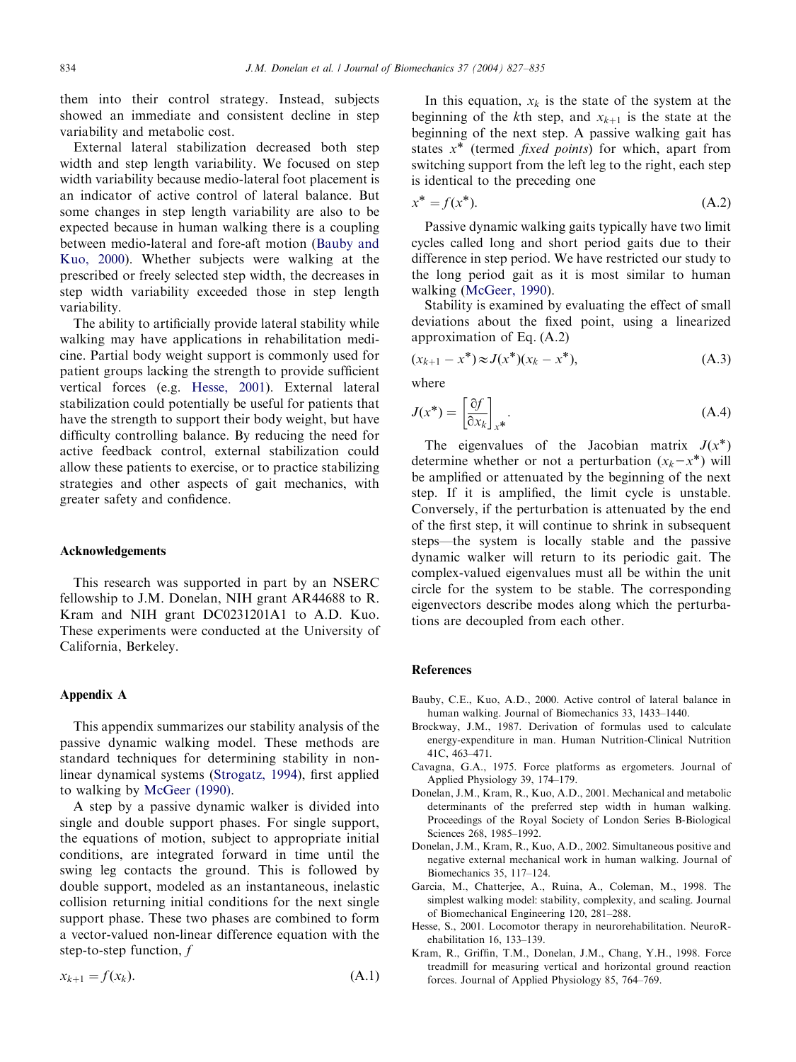them into their control strategy. Instead, subjects showed an immediate and consistent decline in step variability and metabolic cost.

External lateral stabilization decreased both step width and step length variability. We focused on step width variability because medio-lateral foot placement is an indicator of active control of lateral balance. But some changes in step length variability are also to be expected because in human walking there is a coupling between medio-lateral and fore-aft motion (Bauby and Kuo, 2000). Whether subjects were walking at the prescribed or freely selected step width, the decreases in step width variability exceeded those in step length variability.

The ability to artificially provide lateral stability while walking may have applications in rehabilitation medicine. Partial body weight support is commonly used for patient groups lacking the strength to provide sufficient vertical forces (e.g. Hesse, 2001). External lateral stabilization could potentially be useful for patients that have the strength to support their body weight, but have difficulty controlling balance. By reducing the need for active feedback control, external stabilization could allow these patients to exercise, or to practice stabilizing strategies and other aspects of gait mechanics, with greater safety and confidence.

## Acknowledgements

This research was supported in part by an NSERC fellowship to J.M. Donelan, NIH grant AR44688 to R. Kram and NIH grant DC0231201A1 to A.D. Kuo. These experiments were conducted at the University of California, Berkeley.

## Appendix A

This appendix summarizes our stability analysis of the passive dynamic walking model. These methods are standard techniques for determining stability in non-linear dynamical systems (Strogatz, 1994), first applied to walking by McGeer (1990).

A step by a passive dynamic walker is divided into single and double support phases. For single support, the equations of motion, subject to appropriate initial conditions, are integrated forward in time until the swing leg contacts the ground. This is followed by double support, modeled as an instantaneous, inelastic collision returning initial conditions for the next single support phase. These two phases are combined to form a vector-valued non-linear difference equation with the step-to-step function, $f$

$$x_{k+1} = f(x_k). \tag{A.1}$$

In this equation, $x_k$ is the state of the system at the beginning of the $k$th step, and $x_{k+1}$ is the state at the beginning of the next step. A passive walking gait has states $x^*$ (termed *fixed points*) for which, apart from switching support from the left leg to the right, each step is identical to the preceding one

$$x^* = f(x^*). \tag{A.2}$$

Passive dynamic walking gaits typically have two limit cycles called long and short period gaits due to their difference in step period. We have restricted our study to the long period gait as it is most similar to human walking (McGeer, 1990).

Stability is examined by evaluating the effect of small deviations about the fixed point, using a linearized approximation of Eq. (A.2)

$$(x_{k+1} - x^*) \approx J(x^*)(x_k - x^*), \tag{A.3}$$

where

$$J(x^*) = \left[\frac{\partial f}{\partial x_k}\right]_{x^*}. \tag{A.4}$$

The eigenvalues of the Jacobian matrix $J(x^*)$ determine whether or not a perturbation $(x_k - x^*)$ will be amplified or attenuated by the beginning of the next step. If it is amplified, the limit cycle is unstable. Conversely, if the perturbation is attenuated by the end of the first step, it will continue to shrink in subsequent steps—the system is locally stable and the passive dynamic walker will return to its periodic gait. The complex-valued eigenvalues must all be within the unit circle for the system to be stable. The corresponding eigenvectors describe modes along which the perturbations are decoupled from each other.

## References

Bauby, C.E., Kuo, A.D., 2000. Active control of lateral balance in human walking. Journal of Biomechanics 33, 1433–1440.

Brockway, J.M., 1987. Derivation of formulas used to calculate energy-expenditure in man. Human Nutrition-Clinical Nutrition 41C, 463–471.

Cavagna, G.A., 1975. Force platforms as ergometers. Journal of Applied Physiology 39, 174–179.

Donelan, J.M., Kram, R., Kuo, A.D., 2001. Mechanical and metabolic determinants of the preferred step width in human walking. Proceedings of the Royal Society of London Series B-Biological Sciences 268, 1985–1992.

Donelan, J.M., Kram, R., Kuo, A.D., 2002. Simultaneous positive and negative external mechanical work in human walking. Journal of Biomechanics 35, 117–124.

Garcia, M., Chatterjee, A., Ruina, A., Coleman, M., 1998. The simplest walking model: stability, complexity, and scaling. Journal of Biomechanical Engineering 120, 281–288.

Hesse, S., 2001. Locomotor therapy in neurorehabilitation. NeuroRehabilitation 16, 133–139.

Kram, R., Griffin, T.M., Donelan, J.M., Chang, Y.H., 1998. Force treadmill for measuring vertical and horizontal ground reaction forces. Journal of Applied Physiology 85, 764–769.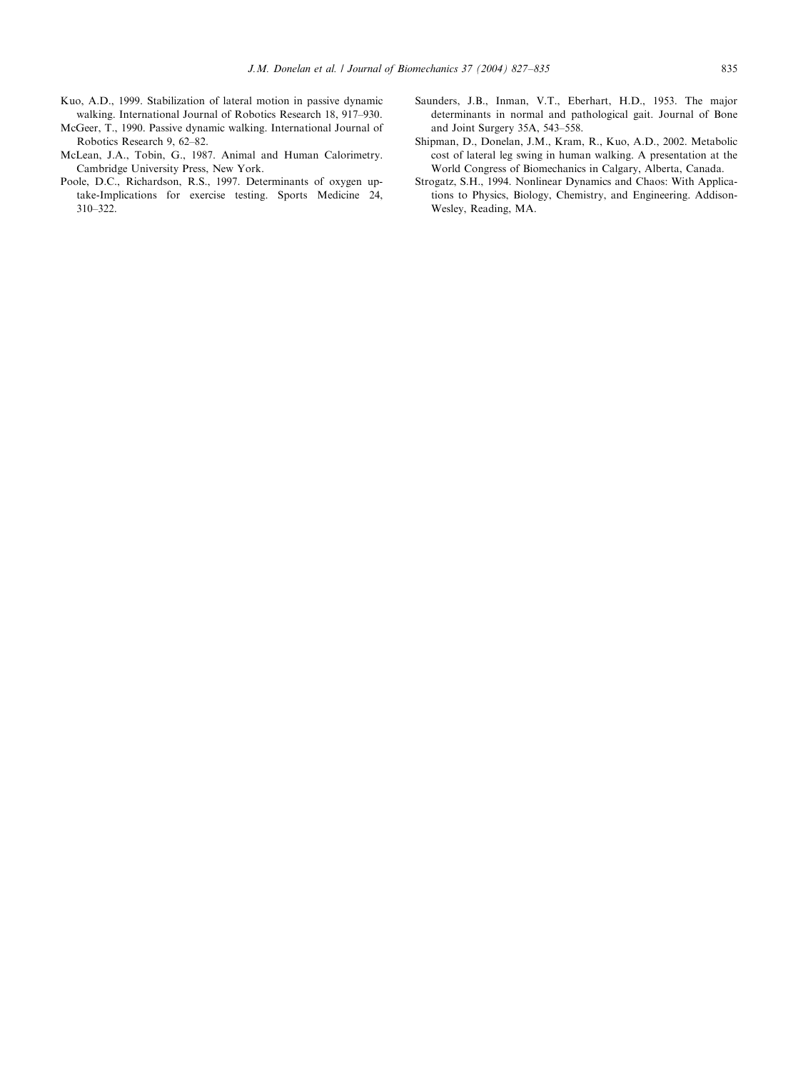Kuo, A.D., 1999. Stabilization of lateral motion in passive dynamic walking. International Journal of Robotics Research 18, 917–930.

McGeer, T., 1990. Passive dynamic walking. International Journal of Robotics Research 9, 62–82.

McLean, J.A., Tobin, G., 1987. Animal and Human Calorimetry. Cambridge University Press, New York.

Poole, D.C., Richardson, R.S., 1997. Determinants of oxygen uptake-Implications for exercise testing. Sports Medicine 24, 310–322.

Saunders, J.B., Inman, V.T., Eberhart, H.D., 1953. The major determinants in normal and pathological gait. Journal of Bone and Joint Surgery 35A, 543–558.

Shipman, D., Donelan, J.M., Kram, R., Kuo, A.D., 2002. Metabolic cost of lateral leg swing in human walking. A presentation at the World Congress of Biomechanics in Calgary, Alberta, Canada.

Strogatz, S.H., 1994. Nonlinear Dynamics and Chaos: With Applications to Physics, Biology, Chemistry, and Engineering. Addison-Wesley, Reading, MA.